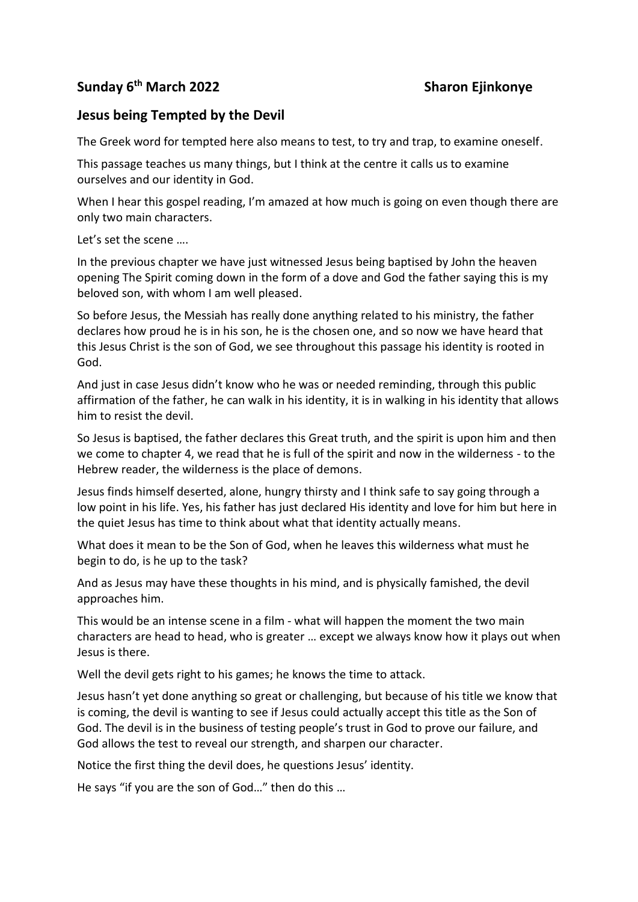**Sunday 6th March 2022 Sharon Ejinkonye**

## Jesus being Tempted by the Devil

The Greek word for tempted here also means to test, to try and trap, to examine oneself.

This passage teaches us many things, but I think at the centre it calls us to examine ourselves and our identity in God.

When I hear this gospel reading, I'm amazed at how much is going on even though there are only two main characters.

Let's set the scene ….

In the previous chapter we have just witnessed Jesus being baptised by John the heaven opening The Spirit coming down in the form of a dove and God the father saying this is my beloved son, with whom I am well pleased.

So before Jesus, the Messiah has really done anything related to his ministry, the father declares how proud he is in his son, he is the chosen one, and so now we have heard that this Jesus Christ is the son of God, we see throughout this passage his identity is rooted in God.

And just in case Jesus didn't know who he was or needed reminding, through this public affirmation of the father, he can walk in his identity, it is in walking in his identity that allows him to resist the devil.

So Jesus is baptised, the father declares this Great truth, and the spirit is upon him and then we come to chapter 4, we read that he is full of the spirit and now in the wilderness - to the Hebrew reader, the wilderness is the place of demons.

Jesus finds himself deserted, alone, hungry thirsty and I think safe to say going through a low point in his life. Yes, his father has just declared His identity and love for him but here in the quiet Jesus has time to think about what that identity actually means.

What does it mean to be the Son of God, when he leaves this wilderness what must he begin to do, is he up to the task?

And as Jesus may have these thoughts in his mind, and is physically famished, the devil approaches him.

This would be an intense scene in a film - what will happen the moment the two main characters are head to head, who is greater … except we always know how it plays out when Jesus is there.

Well the devil gets right to his games; he knows the time to attack.

Jesus hasn't yet done anything so great or challenging, but because of his title we know that is coming, the devil is wanting to see if Jesus could actually accept this title as the Son of God. The devil is in the business of testing people's trust in God to prove our failure, and God allows the test to reveal our strength, and sharpen our character.

Notice the first thing the devil does, he questions Jesus' identity.

He says "if you are the son of God…" then do this …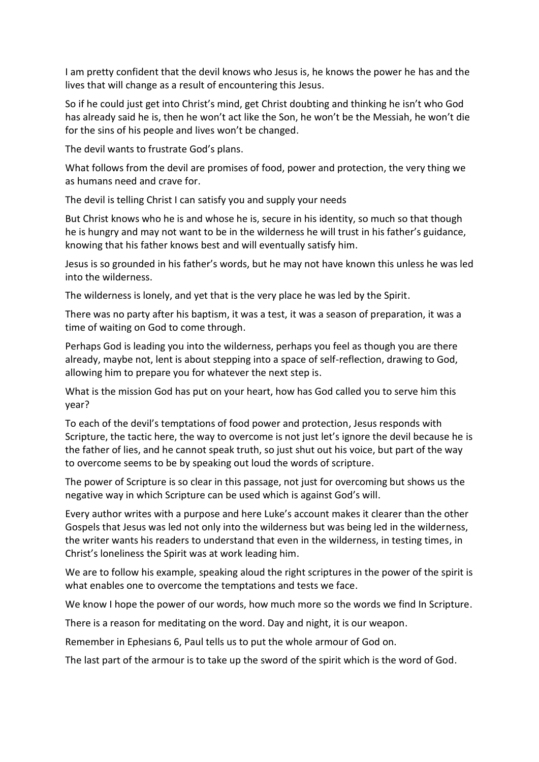I am pretty confident that the devil knows who Jesus is, he knows the power he has and the lives that will change as a result of encountering this Jesus.

So if he could just get into Christ's mind, get Christ doubting and thinking he isn't who God has already said he is, then he won't act like the Son, he won't be the Messiah, he won't die for the sins of his people and lives won't be changed.

The devil wants to frustrate God's plans.

What follows from the devil are promises of food, power and protection, the very thing we as humans need and crave for.

The devil is telling Christ I can satisfy you and supply your needs

But Christ knows who he is and whose he is, secure in his identity, so much so that though he is hungry and may not want to be in the wilderness he will trust in his father's guidance, knowing that his father knows best and will eventually satisfy him.

Jesus is so grounded in his father's words, but he may not have known this unless he was led into the wilderness.

The wilderness is lonely, and yet that is the very place he was led by the Spirit.

There was no party after his baptism, it was a test, it was a season of preparation, it was a time of waiting on God to come through.

Perhaps God is leading you into the wilderness, perhaps you feel as though you are there already, maybe not, lent is about stepping into a space of self-reflection, drawing to God, allowing him to prepare you for whatever the next step is.

What is the mission God has put on your heart, how has God called you to serve him this year?

To each of the devil's temptations of food power and protection, Jesus responds with Scripture, the tactic here, the way to overcome is not just let's ignore the devil because he is the father of lies, and he cannot speak truth, so just shut out his voice, but part of the way to overcome seems to be by speaking out loud the words of scripture.

The power of Scripture is so clear in this passage, not just for overcoming but shows us the negative way in which Scripture can be used which is against God's will.

Every author writes with a purpose and here Luke's account makes it clearer than the other Gospels that Jesus was led not only into the wilderness but was being led in the wilderness, the writer wants his readers to understand that even in the wilderness, in testing times, in Christ's loneliness the Spirit was at work leading him.

We are to follow his example, speaking aloud the right scriptures in the power of the spirit is what enables one to overcome the temptations and tests we face.

We know I hope the power of our words, how much more so the words we find In Scripture.

There is a reason for meditating on the word. Day and night, it is our weapon.

Remember in Ephesians 6, Paul tells us to put the whole armour of God on.

The last part of the armour is to take up the sword of the spirit which is the word of God.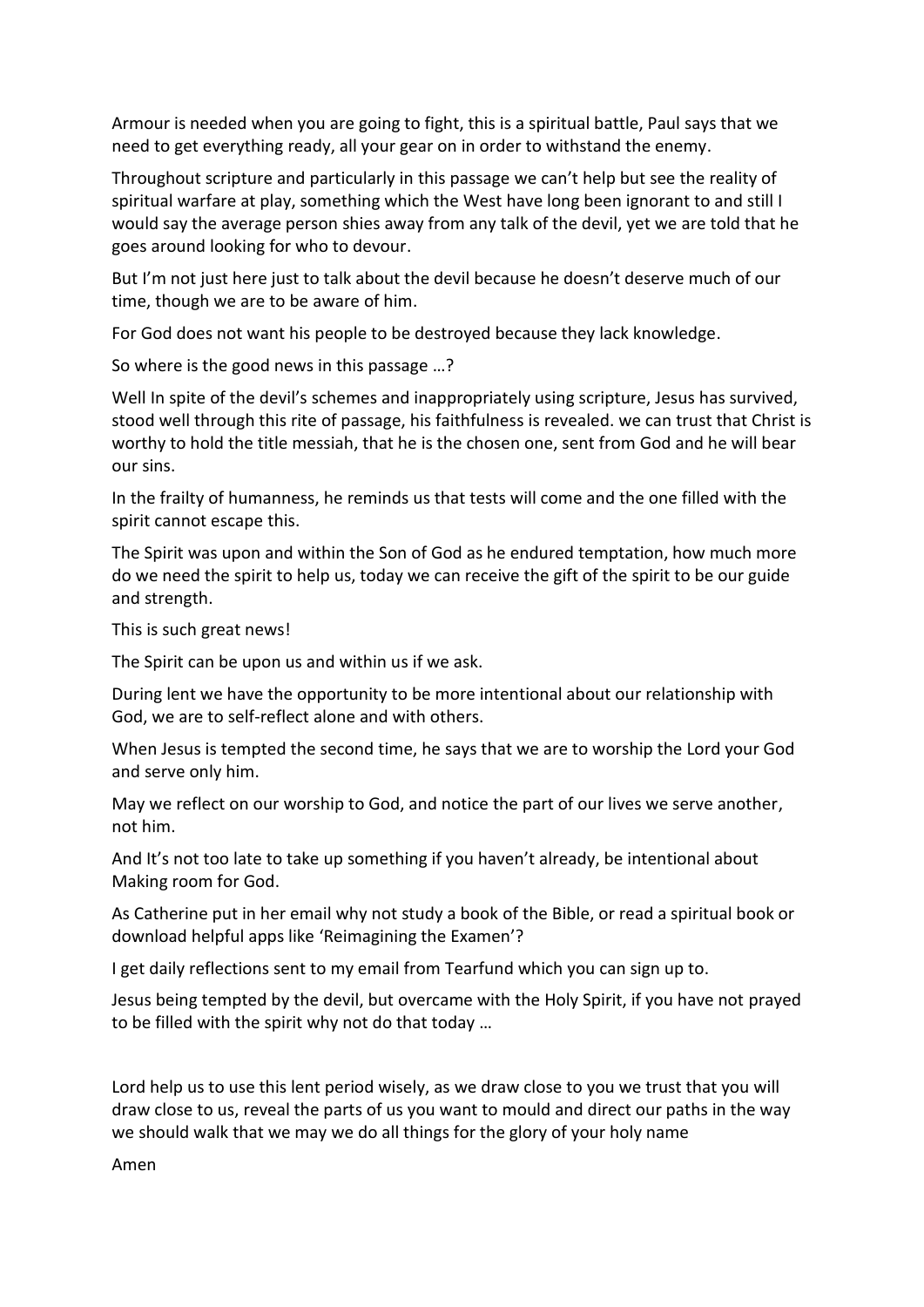Armour is needed when you are going to fight, this is a spiritual battle, Paul says that we need to get everything ready, all your gear on in order to withstand the enemy.

Throughout scripture and particularly in this passage we can't help but see the reality of spiritual warfare at play, something which the West have long been ignorant to and still I would say the average person shies away from any talk of the devil, yet we are told that he goes around looking for who to devour.

But I'm not just here just to talk about the devil because he doesn't deserve much of our time, though we are to be aware of him.

For God does not want his people to be destroyed because they lack knowledge.

So where is the good news in this passage …?

Well In spite of the devil's schemes and inappropriately using scripture, Jesus has survived, stood well through this rite of passage, his faithfulness is revealed. we can trust that Christ is worthy to hold the title messiah, that he is the chosen one, sent from God and he will bear our sins.

In the frailty of humanness, he reminds us that tests will come and the one filled with the spirit cannot escape this.

The Spirit was upon and within the Son of God as he endured temptation, how much more do we need the spirit to help us, today we can receive the gift of the spirit to be our guide and strength.

This is such great news!

The Spirit can be upon us and within us if we ask.

During lent we have the opportunity to be more intentional about our relationship with God, we are to self-reflect alone and with others.

When Jesus is tempted the second time, he says that we are to worship the Lord your God and serve only him.

May we reflect on our worship to God, and notice the part of our lives we serve another, not him.

And It's not too late to take up something if you haven't already, be intentional about Making room for God.

As Catherine put in her email why not study a book of the Bible, or read a spiritual book or download helpful apps like 'Reimagining the Examen'?

I get daily reflections sent to my email from Tearfund which you can sign up to.

Jesus being tempted by the devil, but overcame with the Holy Spirit, if you have not prayed to be filled with the spirit why not do that today …

Lord help us to use this lent period wisely, as we draw close to you we trust that you will draw close to us, reveal the parts of us you want to mould and direct our paths in the way we should walk that we may we do all things for the glory of your holy name

Amen